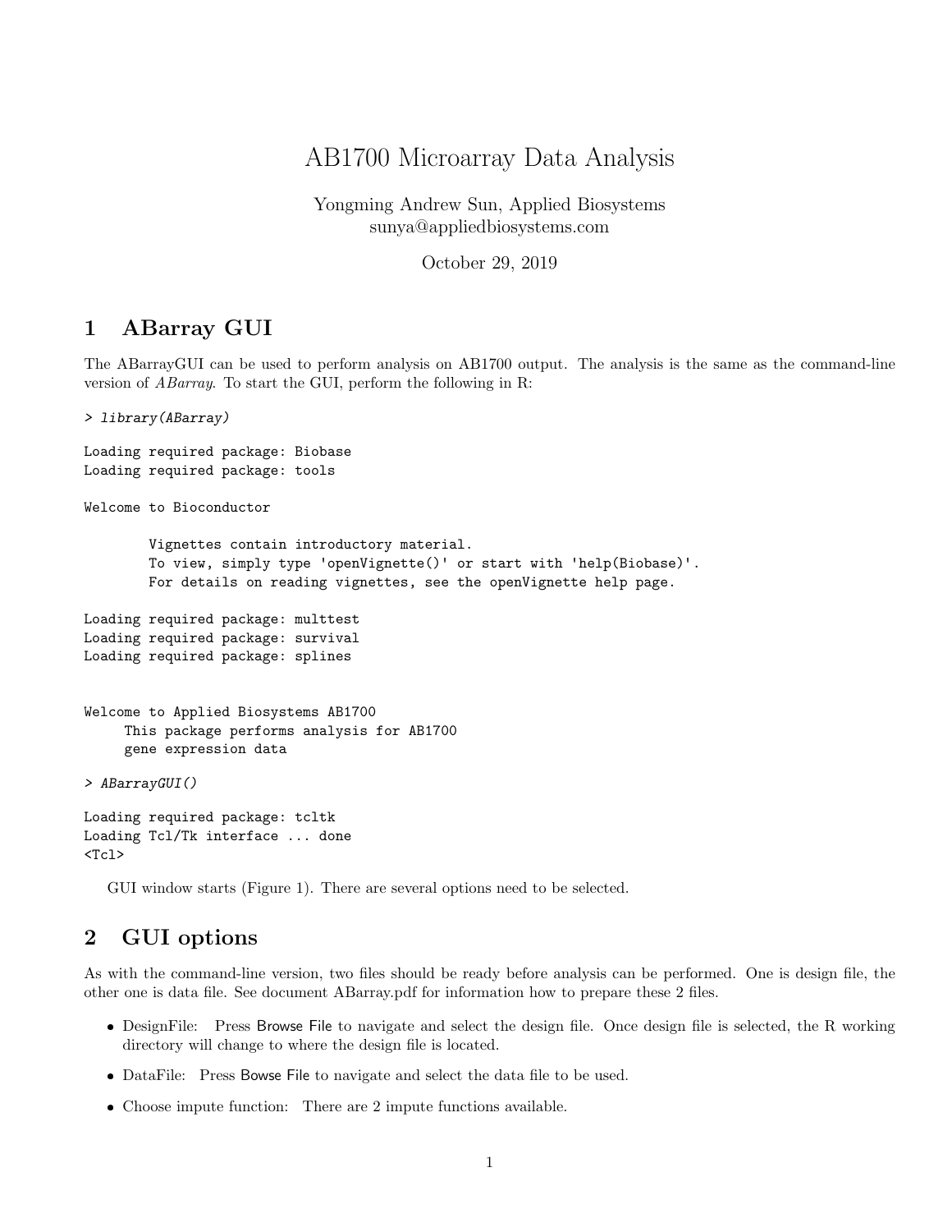# AB1700 Microarray Data Analysis

Yongming Andrew Sun, Applied Biosystems
sunya@appliedbiosystems.com

October 29, 2019

## 1 ABarray GUI

The ABarrayGUI can be used to perform analysis on AB1700 output. The analysis is the same as the command-line version of *ABarray*. To start the GUI, perform the following in R:

```
> library(ABarray)

Loading required package: Biobase
Loading required package: tools

Welcome to Bioconductor

        Vignettes contain introductory material.
        To view, simply type 'openVignette()' or start with 'help(Biobase)'.
        For details on reading vignettes, see the openVignette help page.

Loading required package: multtest
Loading required package: survival
Loading required package: splines


Welcome to Applied Biosystems AB1700
     This package performs analysis for AB1700
     gene expression data

> ABarrayGUI()

Loading required package: tcltk
Loading Tcl/Tk interface ... done
<Tcl>
```

GUI window starts (Figure 1). There are several options need to be selected.

## 2 GUI options

As with the command-line version, two files should be ready before analysis can be performed. One is design file, the other one is data file. See document ABarray.pdf for information how to prepare these 2 files.

- DesignFile: Press Browse File to navigate and select the design file. Once design file is selected, the R working directory will change to where the design file is located.
- DataFile: Press Bowse File to navigate and select the data file to be used.
- Choose impute function: There are 2 impute functions available.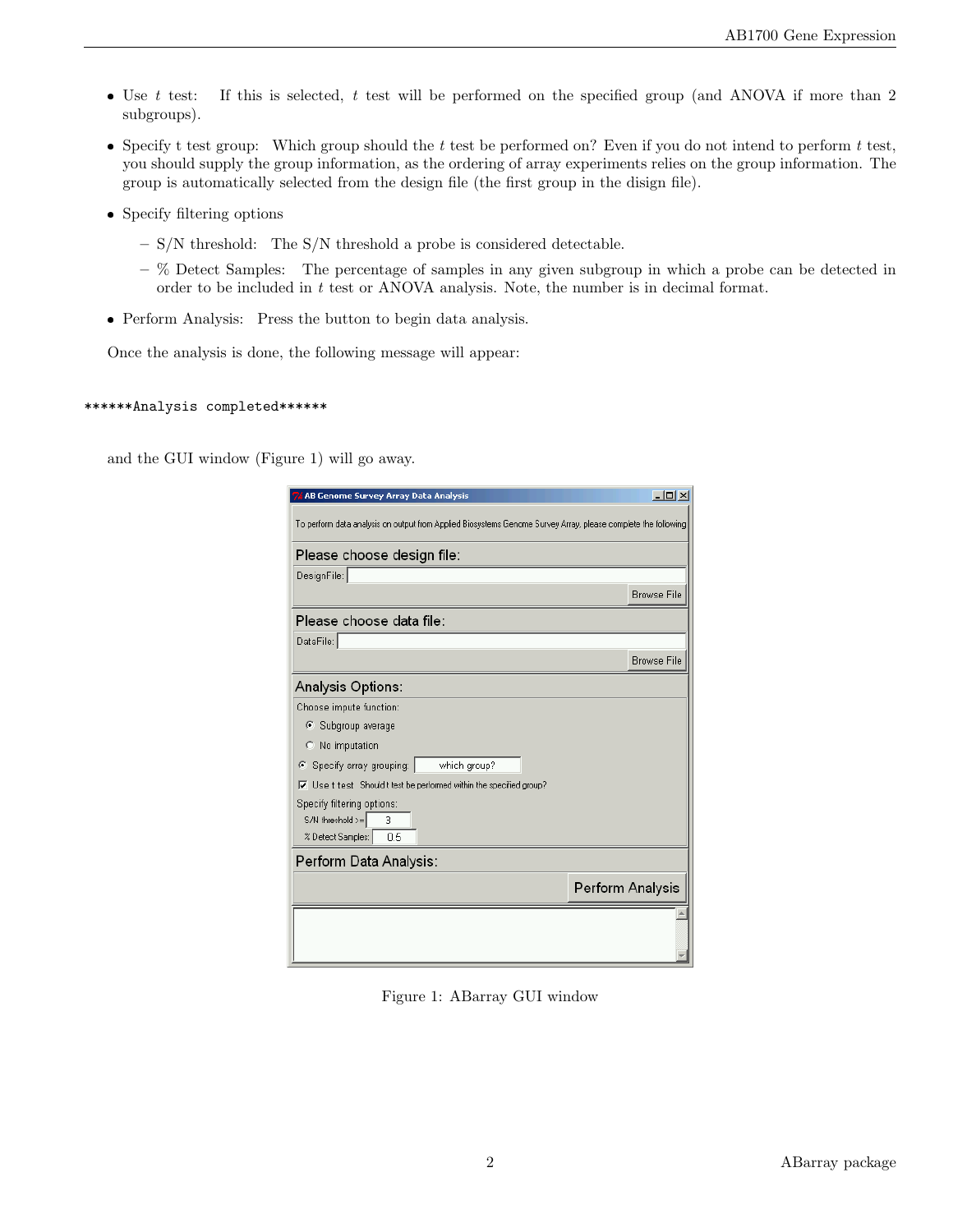- Use $t$ test: If this is selected, $t$ test will be performed on the specified group (and ANOVA if more than 2 subgroups).
- Specify t test group: Which group should the $t$ test be performed on? Even if you do not intend to perform $t$ test, you should supply the group information, as the ordering of array experiments relies on the group information. The group is automatically selected from the design file (the first group in the disign file).
- Specify filtering options
  - S/N threshold: The S/N threshold a probe is considered detectable.
  - % Detect Samples: The percentage of samples in any given subgroup in which a probe can be detected in order to be included in $t$ test or ANOVA analysis. Note, the number is in decimal format.
- Perform Analysis: Press the button to begin data analysis.

Once the analysis is done, the following message will appear:

```
******Analysis completed******
```

and the GUI window (Figure 1) will go away.

AB Genome Survey Array Data Analysis

To perform data analysis on output from Applied Biosystems Genome Survey Array, please complete the following

Please choose design file:

DesignFile:

Browse File

Please choose data file:

DataFile:

Browse File

Analysis Options:

Choose impute function:

Subgroup average

No imputation

Specify array grouping: which group?

Use t test Should t test be perfomed within the specified group?

Specify filtering options:

S/N threshold >= 3

% Detect Samples: 0.5

Perform Data Analysis:

Perform Analysis

Figure 1: ABarray GUI window